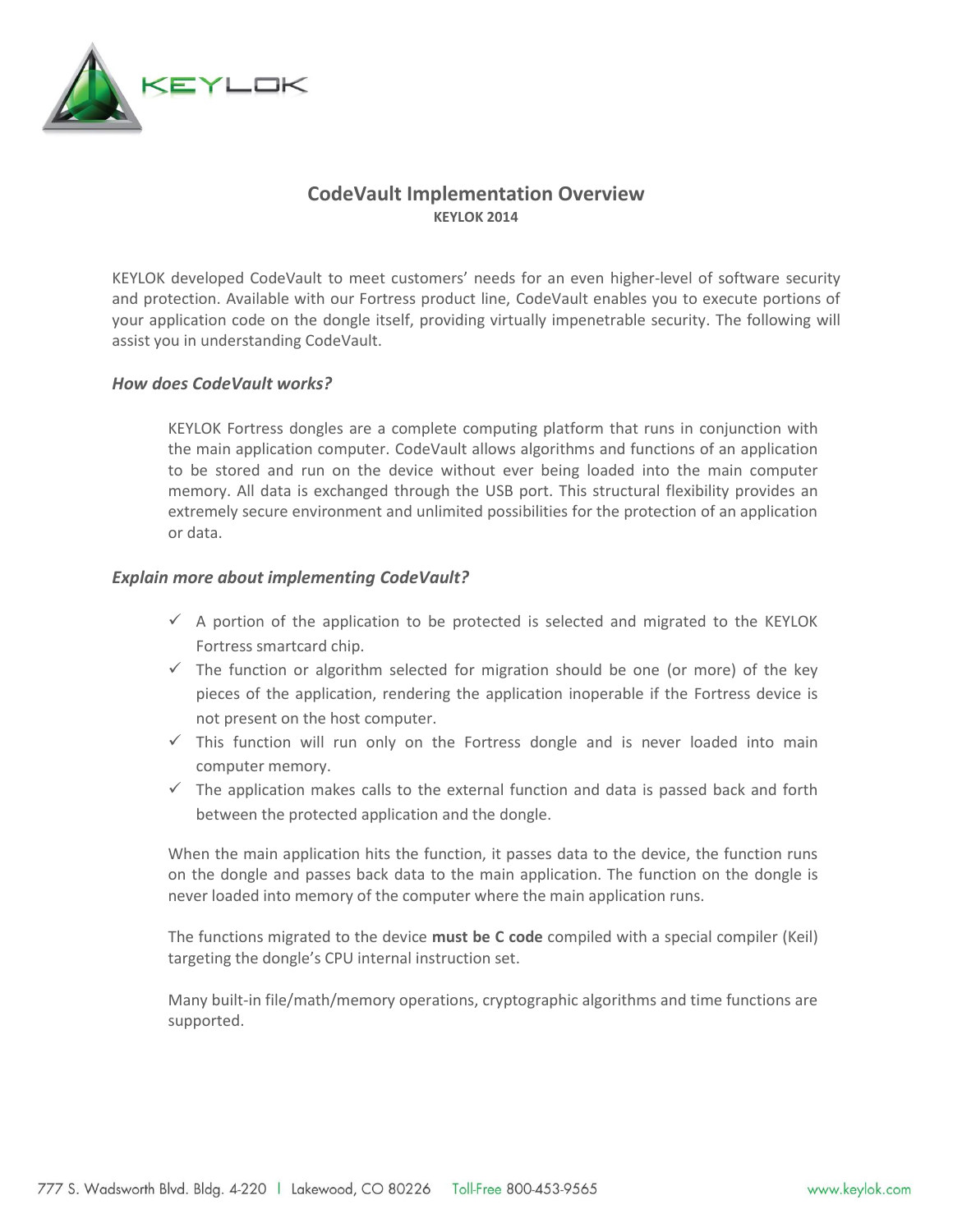# CodeVault Implementation Overview

**KEYLOK 2014**

KEYLOK developed CodeVault to meet customers' needs for an even higher-level of software security and protection. Available with our Fortress product line, CodeVault enables you to execute portions of your application code on the dongle itself, providing virtually impenetrable security. The following will assist you in understanding CodeVault.

## *How does CodeVault works?*

KEYLOK Fortress dongles are a complete computing platform that runs in conjunction with the main application computer. CodeVault allows algorithms and functions of an application to be stored and run on the device without ever being loaded into the main computer memory. All data is exchanged through the USB port. This structural flexibility provides an extremely secure environment and unlimited possibilities for the protection of an application or data.

## *Explain more about implementing CodeVault?*

- ✓ A portion of the application to be protected is selected and migrated to the KEYLOK Fortress smartcard chip.
- ✓ The function or algorithm selected for migration should be one (or more) of the key pieces of the application, rendering the application inoperable if the Fortress device is not present on the host computer.
- ✓ This function will run only on the Fortress dongle and is never loaded into main computer memory.
- ✓ The application makes calls to the external function and data is passed back and forth between the protected application and the dongle.

When the main application hits the function, it passes data to the device, the function runs on the dongle and passes back data to the main application. The function on the dongle is never loaded into memory of the computer where the main application runs.

The functions migrated to the device **must be C code** compiled with a special compiler (Keil) targeting the dongle's CPU internal instruction set.

Many built-in file/math/memory operations, cryptographic algorithms and time functions are supported.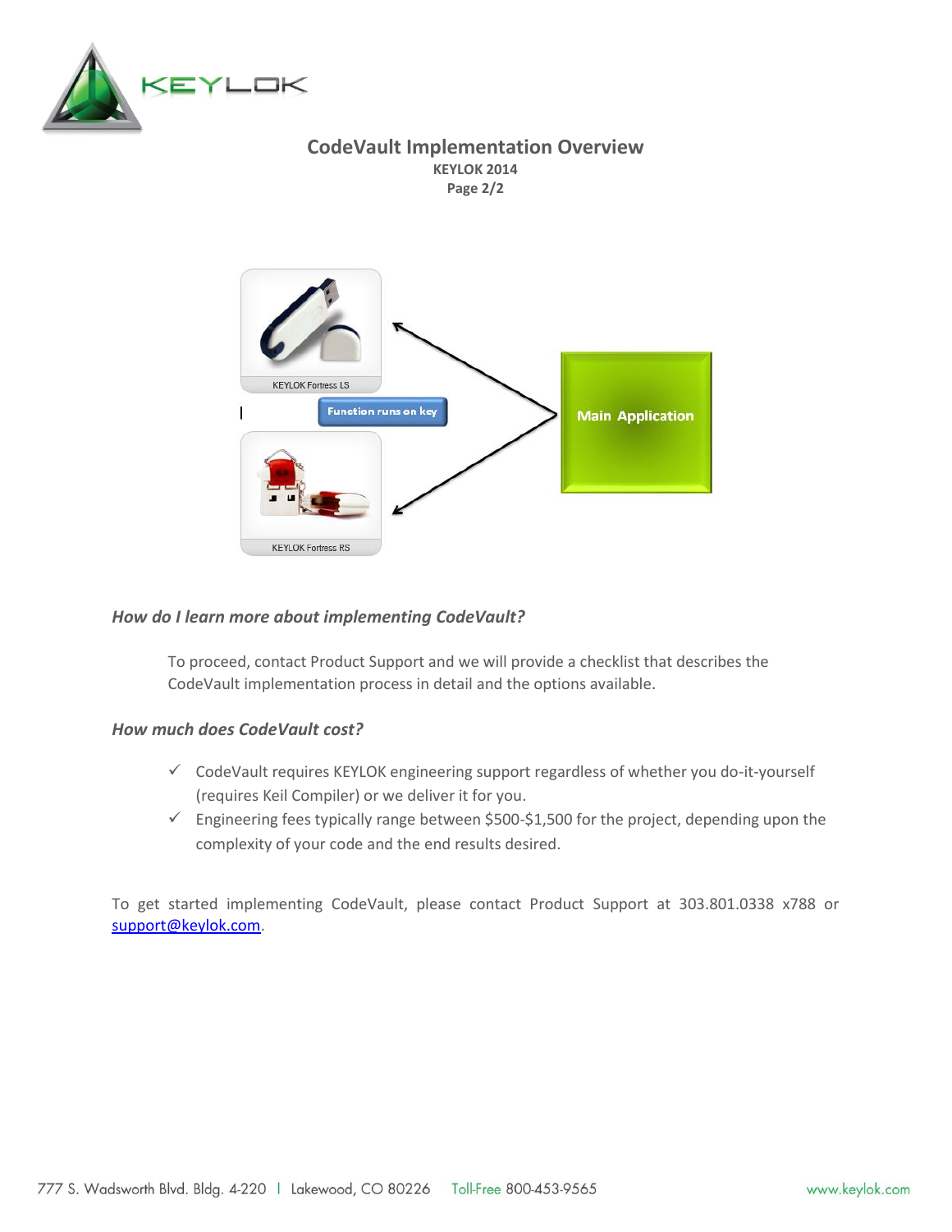# CodeVault Implementation Overview

**KEYLOK 2014**

KEYLOK Fortress LS

Function runs on key

Main Application

KEYLOK Fortress RS

### *How do I learn more about implementing CodeVault?*

To proceed, contact Product Support and we will provide a checklist that describes the CodeVault implementation process in detail and the options available.

### *How much does CodeVault cost?*

- ✓ CodeVault requires KEYLOK engineering support regardless of whether you do-it-yourself (requires Keil Compiler) or we deliver it for you.
- ✓ Engineering fees typically range between $500-$1,500 for the project, depending upon the complexity of your code and the end results desired.

To get started implementing CodeVault, please contact Product Support at 303.801.0338 x788 or support@keylok.com.